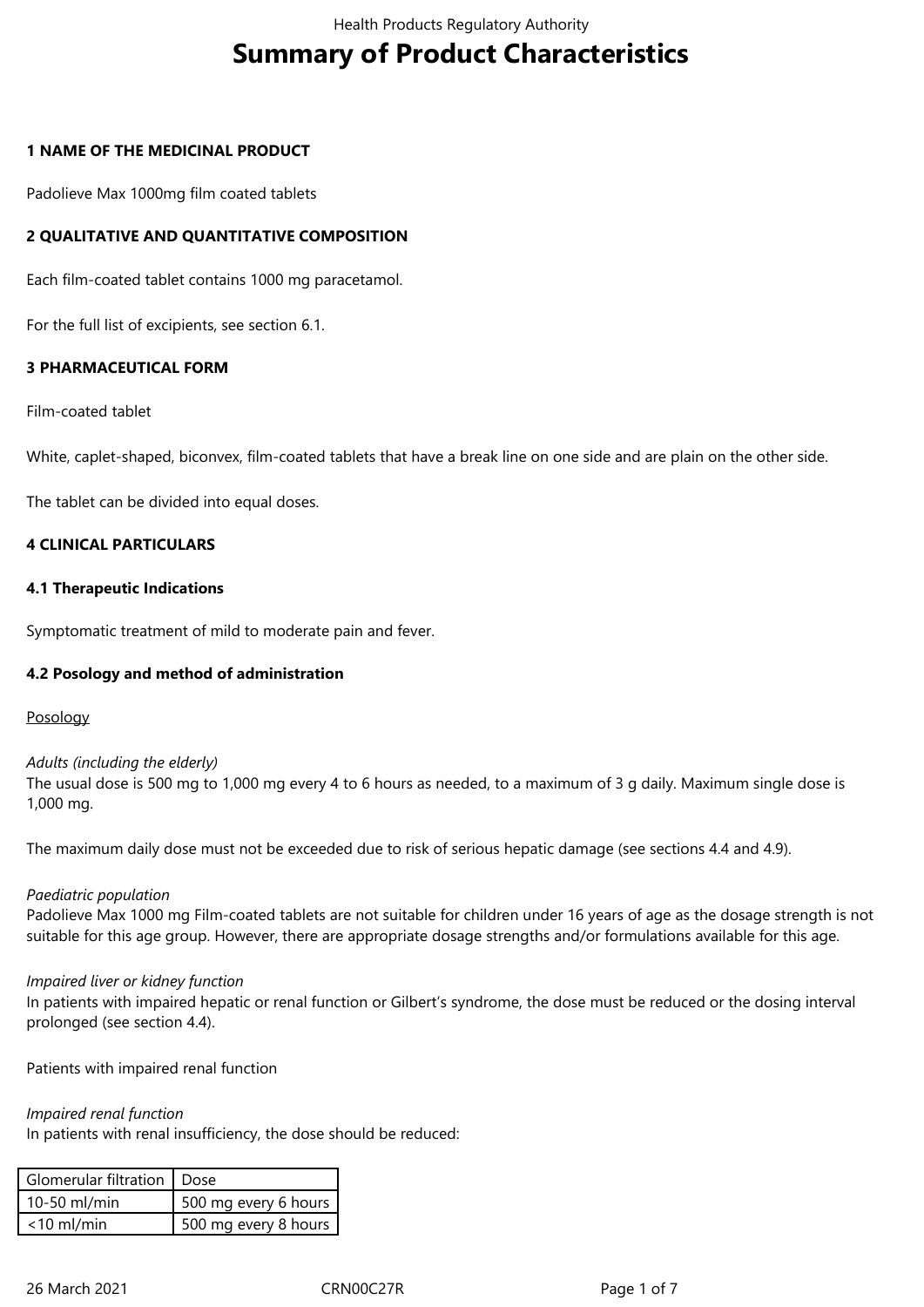# Summary of Product Characteristics

## 1 NAME OF THE MEDICINAL PRODUCT

Padolieve Max 1000mg film coated tablets

## 2 QUALITATIVE AND QUANTITATIVE COMPOSITION

Each film-coated tablet contains 1000 mg paracetamol.

For the full list of excipients, see section 6.1.

## 3 PHARMACEUTICAL FORM

Film-coated tablet

White, caplet-shaped, biconvex, film-coated tablets that have a break line on one side and are plain on the other side.

The tablet can be divided into equal doses.

## 4 CLINICAL PARTICULARS

### 4.1 Therapeutic Indications

Symptomatic treatment of mild to moderate pain and fever.

### 4.2 Posology and method of administration

Posology

*Adults (including the elderly)*
The usual dose is 500 mg to 1,000 mg every 4 to 6 hours as needed, to a maximum of 3 g daily. Maximum single dose is 1,000 mg.

The maximum daily dose must not be exceeded due to risk of serious hepatic damage (see sections 4.4 and 4.9).

*Paediatric population*
Padolieve Max 1000 mg Film-coated tablets are not suitable for children under 16 years of age as the dosage strength is not suitable for this age group. However, there are appropriate dosage strengths and/or formulations available for this age.

*Impaired liver or kidney function*
In patients with impaired hepatic or renal function or Gilbert's syndrome, the dose must be reduced or the dosing interval prolonged (see section 4.4).

Patients with impaired renal function

*Impaired renal function*
In patients with renal insufficiency, the dose should be reduced:

| Glomerular filtration | Dose |
|---|---|
| 10-50 ml/min | 500 mg every 6 hours |
| <10 ml/min | 500 mg every 8 hours |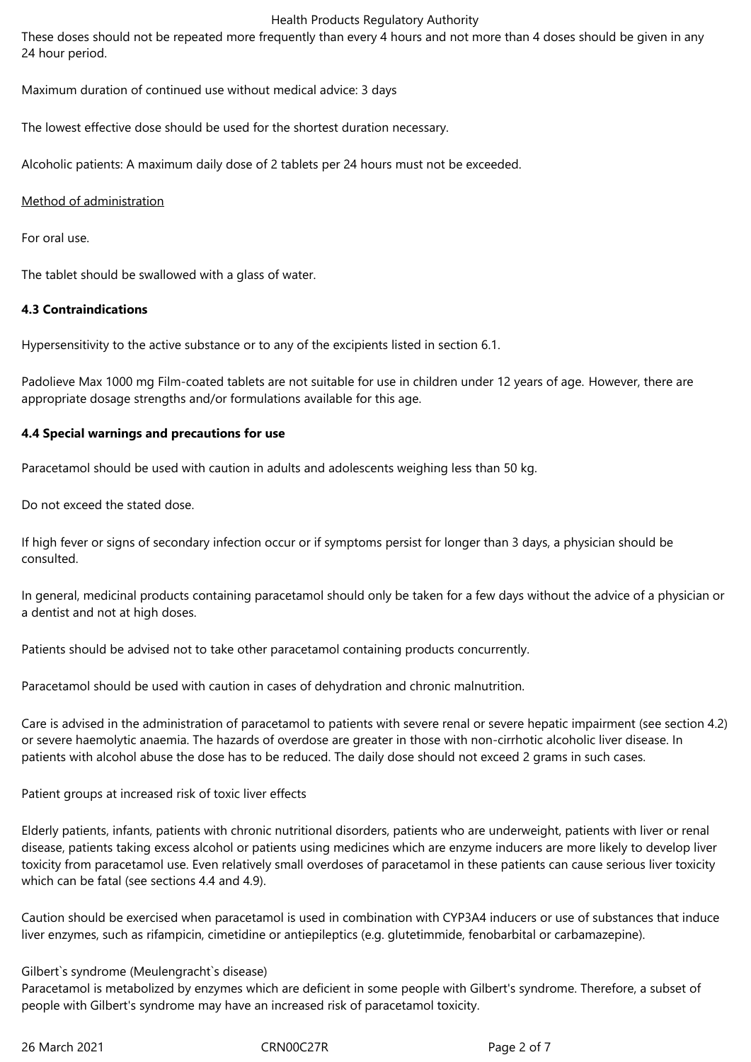These doses should not be repeated more frequently than every 4 hours and not more than 4 doses should be given in any 24 hour period.

Maximum duration of continued use without medical advice: 3 days

The lowest effective dose should be used for the shortest duration necessary.

Alcoholic patients: A maximum daily dose of 2 tablets per 24 hours must not be exceeded.

Method of administration

For oral use.

The tablet should be swallowed with a glass of water.

**4.3 Contraindications**

Hypersensitivity to the active substance or to any of the excipients listed in section 6.1.

Padolieve Max 1000 mg Film-coated tablets are not suitable for use in children under 12 years of age. However, there are appropriate dosage strengths and/or formulations available for this age.

**4.4 Special warnings and precautions for use**

Paracetamol should be used with caution in adults and adolescents weighing less than 50 kg.

Do not exceed the stated dose.

If high fever or signs of secondary infection occur or if symptoms persist for longer than 3 days, a physician should be consulted.

In general, medicinal products containing paracetamol should only be taken for a few days without the advice of a physician or a dentist and not at high doses.

Patients should be advised not to take other paracetamol containing products concurrently.

Paracetamol should be used with caution in cases of dehydration and chronic malnutrition.

Care is advised in the administration of paracetamol to patients with severe renal or severe hepatic impairment (see section 4.2) or severe haemolytic anaemia. The hazards of overdose are greater in those with non-cirrhotic alcoholic liver disease. In patients with alcohol abuse the dose has to be reduced. The daily dose should not exceed 2 grams in such cases.

Patient groups at increased risk of toxic liver effects

Elderly patients, infants, patients with chronic nutritional disorders, patients who are underweight, patients with liver or renal disease, patients taking excess alcohol or patients using medicines which are enzyme inducers are more likely to develop liver toxicity from paracetamol use. Even relatively small overdoses of paracetamol in these patients can cause serious liver toxicity which can be fatal (see sections 4.4 and 4.9).

Caution should be exercised when paracetamol is used in combination with CYP3A4 inducers or use of substances that induce liver enzymes, such as rifampicin, cimetidine or antiepileptics (e.g. glutetimmide, fenobarbital or carbamazepine).

Gilbert`s syndrome (Meulengracht`s disease)
Paracetamol is metabolized by enzymes which are deficient in some people with Gilbert's syndrome. Therefore, a subset of people with Gilbert's syndrome may have an increased risk of paracetamol toxicity.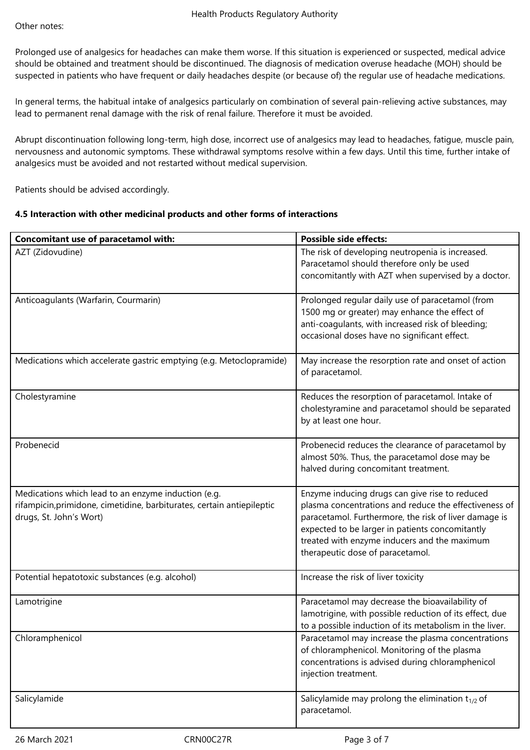Other notes:

Prolonged use of analgesics for headaches can make them worse. If this situation is experienced or suspected, medical advice should be obtained and treatment should be discontinued. The diagnosis of medication overuse headache (MOH) should be suspected in patients who have frequent or daily headaches despite (or because of) the regular use of headache medications.

In general terms, the habitual intake of analgesics particularly on combination of several pain-relieving active substances, may lead to permanent renal damage with the risk of renal failure. Therefore it must be avoided.

Abrupt discontinuation following long-term, high dose, incorrect use of analgesics may lead to headaches, fatigue, muscle pain, nervousness and autonomic symptoms. These withdrawal symptoms resolve within a few days. Until this time, further intake of analgesics must be avoided and not restarted without medical supervision.

Patients should be advised accordingly.

### 4.5 Interaction with other medicinal products and other forms of interactions

| **Concomitant use of paracetamol with:** | **Possible side effects:** |
|---|---|
| AZT (Zidovudine) | The risk of developing neutropenia is increased. Paracetamol should therefore only be used concomitantly with AZT when supervised by a doctor. |
| Anticoagulants (Warfarin, Courmarin) | Prolonged regular daily use of paracetamol (from 1500 mg or greater) may enhance the effect of anti-coagulants, with increased risk of bleeding; occasional doses have no significant effect. |
| Medications which accelerate gastric emptying (e.g. Metoclopramide) | May increase the resorption rate and onset of action of paracetamol. |
| Cholestyramine | Reduces the resorption of paracetamol. Intake of cholestyramine and paracetamol should be separated by at least one hour. |
| Probenecid | Probenecid reduces the clearance of paracetamol by almost 50%. Thus, the paracetamol dose may be halved during concomitant treatment. |
| Medications which lead to an enzyme induction (e.g. rifampicin,primidone, cimetidine, barbiturates, certain antiepileptic drugs, St. John's Wort) | Enzyme inducing drugs can give rise to reduced plasma concentrations and reduce the effectiveness of paracetamol. Furthermore, the risk of liver damage is expected to be larger in patients concomitantly treated with enzyme inducers and the maximum therapeutic dose of paracetamol. |
| Potential hepatotoxic substances (e.g. alcohol) | Increase the risk of liver toxicity |
| Lamotrigine | Paracetamol may decrease the bioavailability of lamotrigine, with possible reduction of its effect, due to a possible induction of its metabolism in the liver. |
| Chloramphenicol | Paracetamol may increase the plasma concentrations of chloramphenicol. Monitoring of the plasma concentrations is advised during chloramphenicol injection treatment. |
| Salicylamide | Salicylamide may prolong the elimination $t_{1/2}$ of paracetamol. |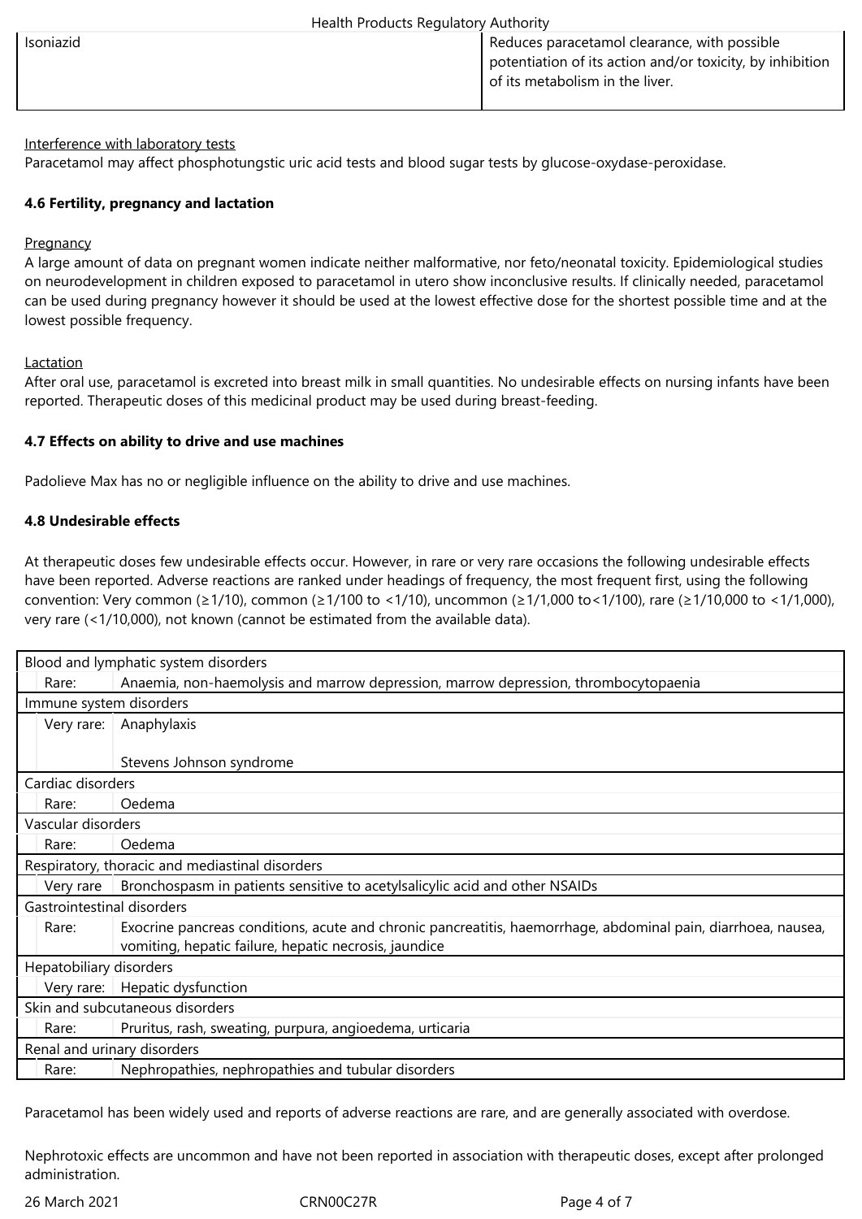| Isoniazid | Reduces paracetamol clearance, with possible potentiation of its action and/or toxicity, by inhibition of its metabolism in the liver. |
|---|---|

Interference with laboratory tests

Paracetamol may affect phosphotungstic uric acid tests and blood sugar tests by glucose-oxydase-peroxidase.

**4.6 Fertility, pregnancy and lactation**

Pregnancy

A large amount of data on pregnant women indicate neither malformative, nor feto/neonatal toxicity. Epidemiological studies on neurodevelopment in children exposed to paracetamol in utero show inconclusive results. If clinically needed, paracetamol can be used during pregnancy however it should be used at the lowest effective dose for the shortest possible time and at the lowest possible frequency.

Lactation

After oral use, paracetamol is excreted into breast milk in small quantities. No undesirable effects on nursing infants have been reported. Therapeutic doses of this medicinal product may be used during breast-feeding.

**4.7 Effects on ability to drive and use machines**

Padolieve Max has no or negligible influence on the ability to drive and use machines.

**4.8 Undesirable effects**

At therapeutic doses few undesirable effects occur. However, in rare or very rare occasions the following undesirable effects have been reported. Adverse reactions are ranked under headings of frequency, the most frequent first, using the following convention: Very common (≥1/10), common (≥1/100 to <1/10), uncommon (≥1/1,000 to<1/100), rare (≥1/10,000 to <1/1,000), very rare (<1/10,000), not known (cannot be estimated from the available data).

| Blood and lymphatic system disorders | |
|---|---|
| Rare: | Anaemia, non-haemolysis and marrow depression, marrow depression, thrombocytopaenia |
| Immune system disorders | |
| Very rare: | Anaphylaxis<br><br>Stevens Johnson syndrome |
| Cardiac disorders | |
| Rare: | Oedema |
| Vascular disorders | |
| Rare: | Oedema |
| Respiratory, thoracic and mediastinal disorders | |
| Very rare | Bronchospasm in patients sensitive to acetylsalicylic acid and other NSAIDs |
| Gastrointestinal disorders | |
| Rare: | Exocrine pancreas conditions, acute and chronic pancreatitis, haemorrhage, abdominal pain, diarrhoea, nausea, vomiting, hepatic failure, hepatic necrosis, jaundice |
| Hepatobiliary disorders | |
| Very rare: | Hepatic dysfunction |
| Skin and subcutaneous disorders | |
| Rare: | Pruritus, rash, sweating, purpura, angioedema, urticaria |
| Renal and urinary disorders | |
| Rare: | Nephropathies, nephropathies and tubular disorders |

Paracetamol has been widely used and reports of adverse reactions are rare, and are generally associated with overdose.

Nephrotoxic effects are uncommon and have not been reported in association with therapeutic doses, except after prolonged administration.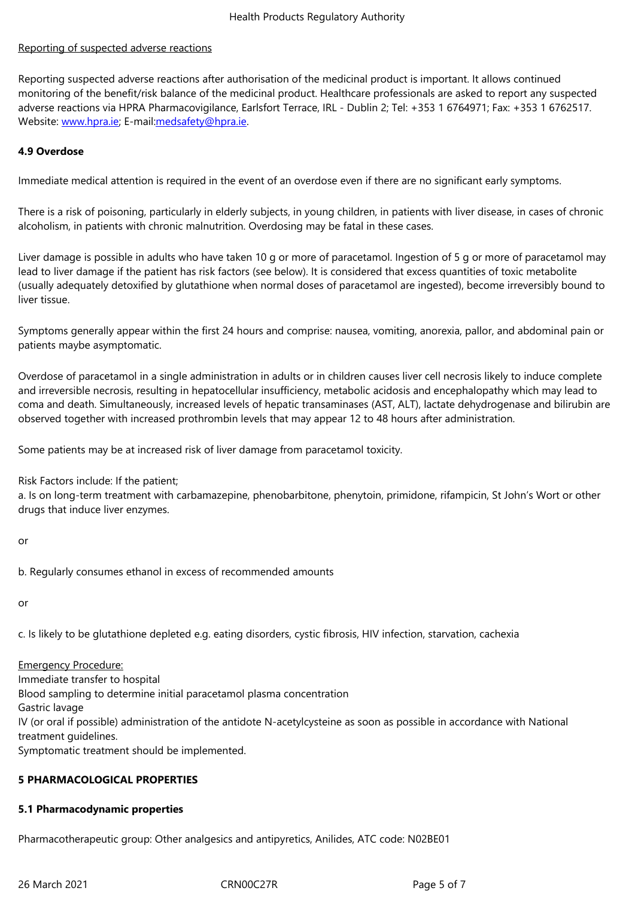Reporting of suspected adverse reactions

Reporting suspected adverse reactions after authorisation of the medicinal product is important. It allows continued monitoring of the benefit/risk balance of the medicinal product. Healthcare professionals are asked to report any suspected adverse reactions via HPRA Pharmacovigilance, Earlsfort Terrace, IRL - Dublin 2; Tel: +353 1 6764971; Fax: +353 1 6762517. Website: www.hpra.ie; E-mail:medsafety@hpra.ie.

### 4.9 Overdose

Immediate medical attention is required in the event of an overdose even if there are no significant early symptoms.

There is a risk of poisoning, particularly in elderly subjects, in young children, in patients with liver disease, in cases of chronic alcoholism, in patients with chronic malnutrition. Overdosing may be fatal in these cases.

Liver damage is possible in adults who have taken 10 g or more of paracetamol. Ingestion of 5 g or more of paracetamol may lead to liver damage if the patient has risk factors (see below). It is considered that excess quantities of toxic metabolite (usually adequately detoxified by glutathione when normal doses of paracetamol are ingested), become irreversibly bound to liver tissue.

Symptoms generally appear within the first 24 hours and comprise: nausea, vomiting, anorexia, pallor, and abdominal pain or patients maybe asymptomatic.

Overdose of paracetamol in a single administration in adults or in children causes liver cell necrosis likely to induce complete and irreversible necrosis, resulting in hepatocellular insufficiency, metabolic acidosis and encephalopathy which may lead to coma and death. Simultaneously, increased levels of hepatic transaminases (AST, ALT), lactate dehydrogenase and bilirubin are observed together with increased prothrombin levels that may appear 12 to 48 hours after administration.

Some patients may be at increased risk of liver damage from paracetamol toxicity.

Risk Factors include: If the patient;
a. Is on long-term treatment with carbamazepine, phenobarbitone, phenytoin, primidone, rifampicin, St John's Wort or other drugs that induce liver enzymes.

or

b. Regularly consumes ethanol in excess of recommended amounts

or

c. Is likely to be glutathione depleted e.g. eating disorders, cystic fibrosis, HIV infection, starvation, cachexia

Emergency Procedure:
Immediate transfer to hospital
Blood sampling to determine initial paracetamol plasma concentration
Gastric lavage
IV (or oral if possible) administration of the antidote N-acetylcysteine as soon as possible in accordance with National treatment guidelines.
Symptomatic treatment should be implemented.

## 5 PHARMACOLOGICAL PROPERTIES

### 5.1 Pharmacodynamic properties

Pharmacotherapeutic group: Other analgesics and antipyretics, Anilides, ATC code: N02BE01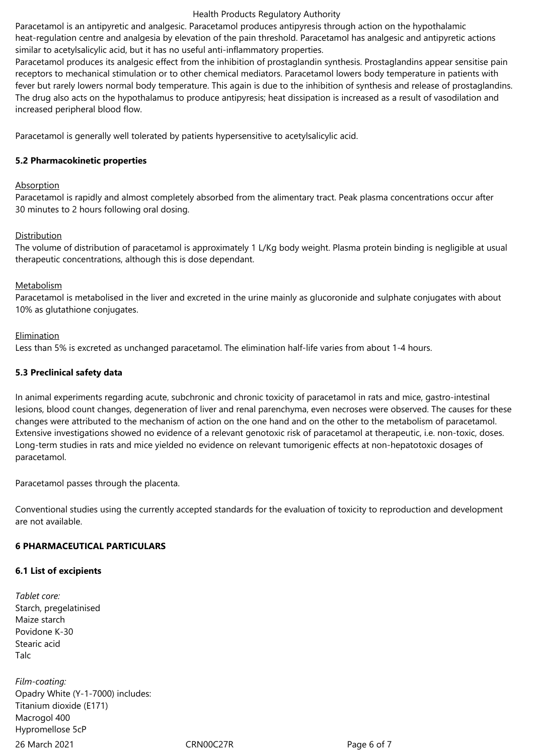Paracetamol is an antipyretic and analgesic. Paracetamol produces antipyresis through action on the hypothalamic heat-regulation centre and analgesia by elevation of the pain threshold. Paracetamol has analgesic and antipyretic actions similar to acetylsalicylic acid, but it has no useful anti-inflammatory properties.
Paracetamol produces its analgesic effect from the inhibition of prostaglandin synthesis. Prostaglandins appear sensitise pain receptors to mechanical stimulation or to other chemical mediators. Paracetamol lowers body temperature in patients with fever but rarely lowers normal body temperature. This again is due to the inhibition of synthesis and release of prostaglandins. The drug also acts on the hypothalamus to produce antipyresis; heat dissipation is increased as a result of vasodilation and increased peripheral blood flow.

Paracetamol is generally well tolerated by patients hypersensitive to acetylsalicylic acid.

## 5.2 Pharmacokinetic properties

Absorption
Paracetamol is rapidly and almost completely absorbed from the alimentary tract. Peak plasma concentrations occur after 30 minutes to 2 hours following oral dosing.

Distribution
The volume of distribution of paracetamol is approximately 1 L/Kg body weight. Plasma protein binding is negligible at usual therapeutic concentrations, although this is dose dependant.

Metabolism
Paracetamol is metabolised in the liver and excreted in the urine mainly as glucoronide and sulphate conjugates with about 10% as glutathione conjugates.

Elimination
Less than 5% is excreted as unchanged paracetamol. The elimination half-life varies from about 1-4 hours.

## 5.3 Preclinical safety data

In animal experiments regarding acute, subchronic and chronic toxicity of paracetamol in rats and mice, gastro-intestinal lesions, blood count changes, degeneration of liver and renal parenchyma, even necroses were observed. The causes for these changes were attributed to the mechanism of action on the one hand and on the other to the metabolism of paracetamol. Extensive investigations showed no evidence of a relevant genotoxic risk of paracetamol at therapeutic, i.e. non-toxic, doses. Long-term studies in rats and mice yielded no evidence on relevant tumorigenic effects at non-hepatotoxic dosages of paracetamol.

Paracetamol passes through the placenta.

Conventional studies using the currently accepted standards for the evaluation of toxicity to reproduction and development are not available.

# 6 PHARMACEUTICAL PARTICULARS

## 6.1 List of excipients

*Tablet core:*
Starch, pregelatinised
Maize starch
Povidone K-30
Stearic acid
Talc

*Film-coating:*
Opadry White (Y-1-7000) includes:
Titanium dioxide (E171)
Macrogol 400
Hypromellose 5cP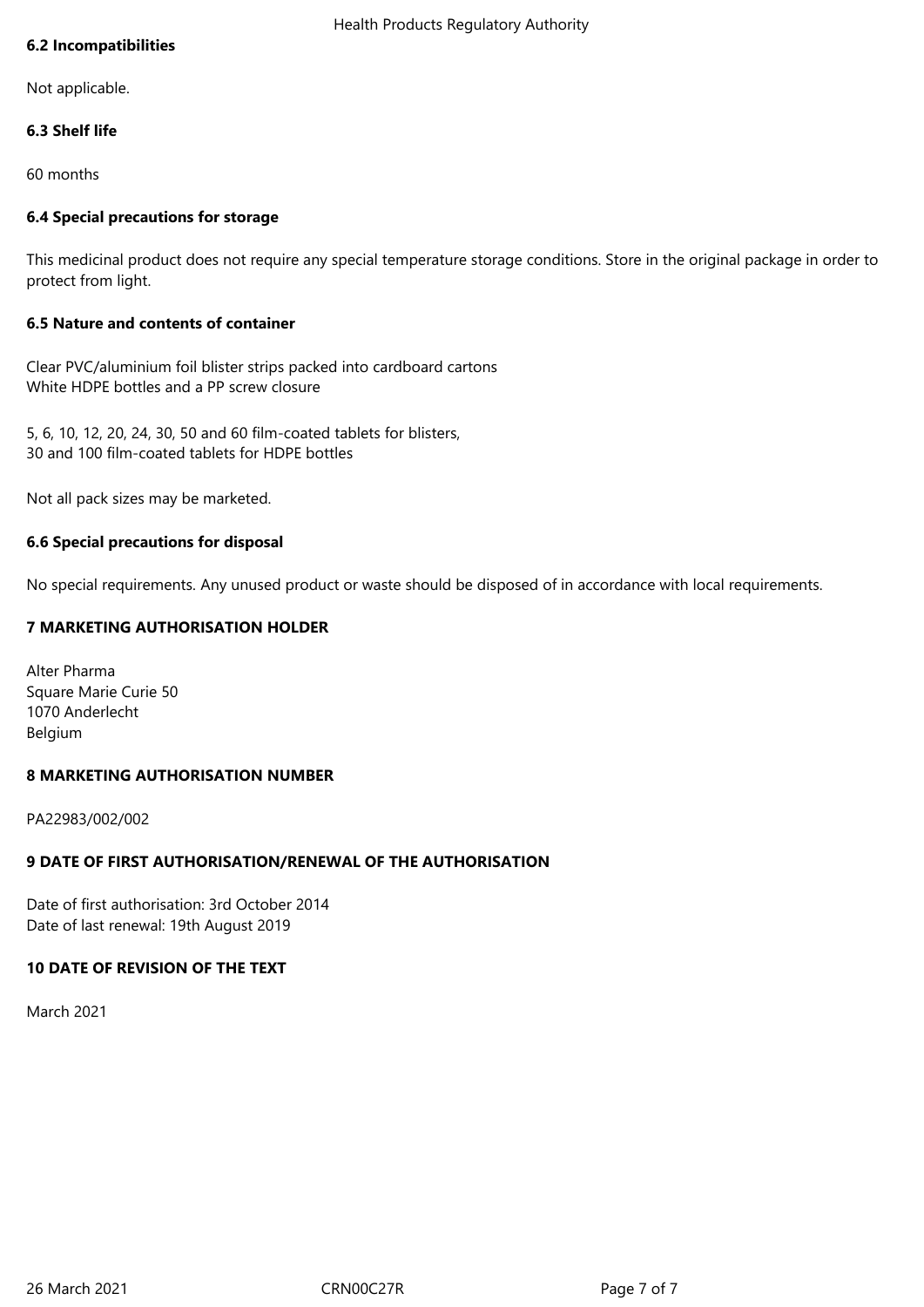### 6.2 Incompatibilities

Not applicable.

### 6.3 Shelf life

60 months

### 6.4 Special precautions for storage

This medicinal product does not require any special temperature storage conditions. Store in the original package in order to protect from light.

### 6.5 Nature and contents of container

Clear PVC/aluminium foil blister strips packed into cardboard cartons
White HDPE bottles and a PP screw closure

5, 6, 10, 12, 20, 24, 30, 50 and 60 film-coated tablets for blisters,
30 and 100 film-coated tablets for HDPE bottles

Not all pack sizes may be marketed.

### 6.6 Special precautions for disposal

No special requirements. Any unused product or waste should be disposed of in accordance with local requirements.

## 7 MARKETING AUTHORISATION HOLDER

Alter Pharma
Square Marie Curie 50
1070 Anderlecht
Belgium

## 8 MARKETING AUTHORISATION NUMBER

PA22983/002/002

## 9 DATE OF FIRST AUTHORISATION/RENEWAL OF THE AUTHORISATION

Date of first authorisation: 3rd October 2014
Date of last renewal: 19th August 2019

## 10 DATE OF REVISION OF THE TEXT

March 2021